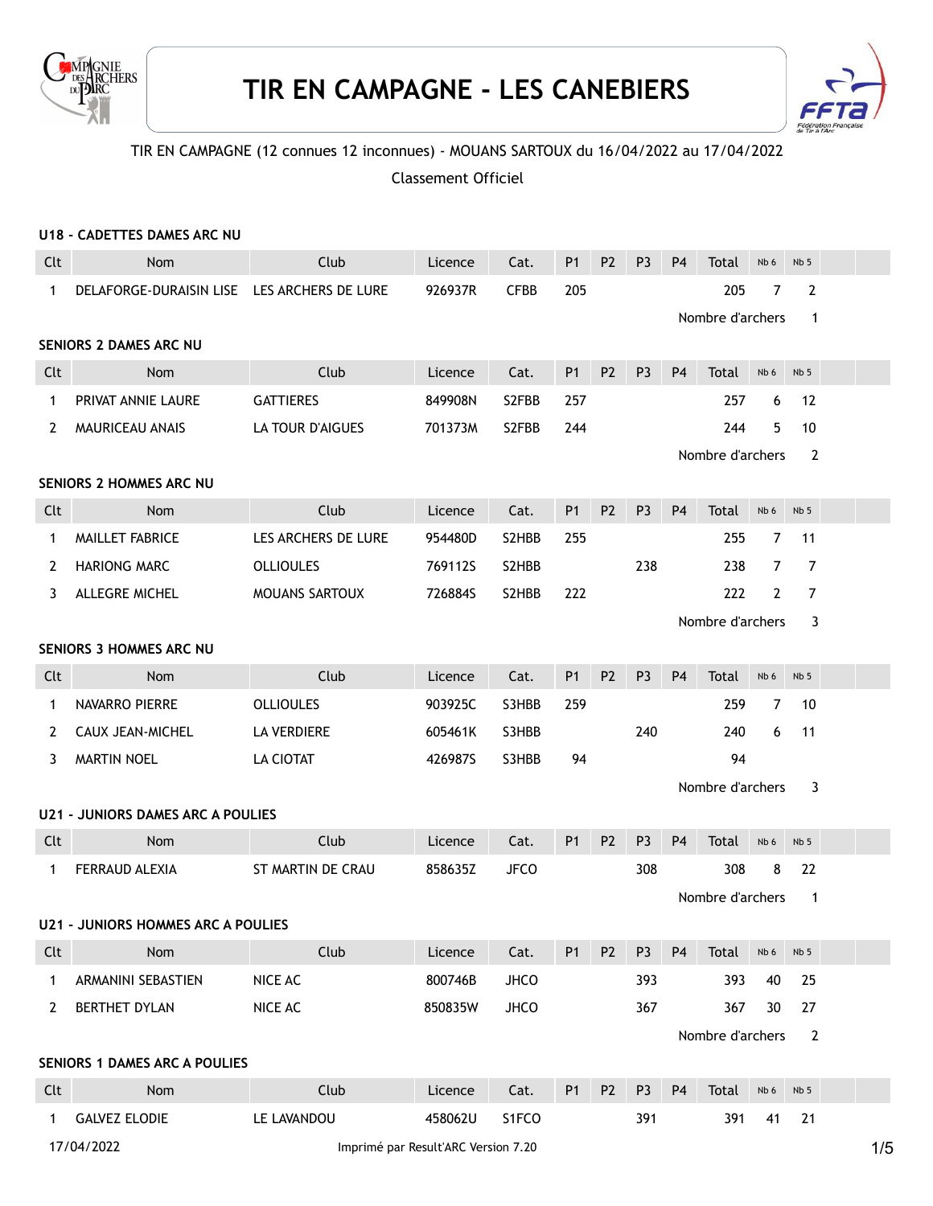# TIR EN CAMPAGNE - LES CANEBIERS

TIR EN CAMPAGNE (12 connues 12 inconnues) - MOUANS SARTOUX du 16/04/2022 au 17/04/2022

Classement Officiel

### U18 - CADETTES DAMES ARC NU

| Clt | Nom | Club | Licence | Cat. | P1 | P2 | P3 | P4 | Total | Nb 6 | Nb 5 |
|---|---|---|---|---|---|---|---|---|---|---|---|
| 1 | DELAFORGE-DURAISIN LISE | LES ARCHERS DE LURE | 926937R | CFBB | 205 | | | | 205 | 7 | 2 |
| | | | | | | | | | Nombre d'archers | | 1 |

### SENIORS 2 DAMES ARC NU

| Clt | Nom | Club | Licence | Cat. | P1 | P2 | P3 | P4 | Total | Nb 6 | Nb 5 |
|---|---|---|---|---|---|---|---|---|---|---|---|
| 1 | PRIVAT ANNIE LAURE | GATTIERES | 849908N | S2FBB | 257 | | | | 257 | 6 | 12 |
| 2 | MAURICEAU ANAIS | LA TOUR D'AIGUES | 701373M | S2FBB | 244 | | | | 244 | 5 | 10 |
| | | | | | | | | | Nombre d'archers | | 2 |

### SENIORS 2 HOMMES ARC NU

| Clt | Nom | Club | Licence | Cat. | P1 | P2 | P3 | P4 | Total | Nb 6 | Nb 5 |
|---|---|---|---|---|---|---|---|---|---|---|---|
| 1 | MAILLET FABRICE | LES ARCHERS DE LURE | 954480D | S2HBB | 255 | | | | 255 | 7 | 11 |
| 2 | HARIONG MARC | OLLIOULES | 769112S | S2HBB | | | 238 | | 238 | 7 | 7 |
| 3 | ALLEGRE MICHEL | MOUANS SARTOUX | 726884S | S2HBB | 222 | | | | 222 | 2 | 7 |
| | | | | | | | | | Nombre d'archers | | 3 |

### SENIORS 3 HOMMES ARC NU

| Clt | Nom | Club | Licence | Cat. | P1 | P2 | P3 | P4 | Total | Nb 6 | Nb 5 |
|---|---|---|---|---|---|---|---|---|---|---|---|
| 1 | NAVARRO PIERRE | OLLIOULES | 903925C | S3HBB | 259 | | | | 259 | 7 | 10 |
| 2 | CAUX JEAN-MICHEL | LA VERDIERE | 605461K | S3HBB | | | 240 | | 240 | 6 | 11 |
| 3 | MARTIN NOEL | LA CIOTAT | 426987S | S3HBB | 94 | | | | 94 | | |
| | | | | | | | | | Nombre d'archers | | 3 |

### U21 - JUNIORS DAMES ARC A POULIES

| Clt | Nom | Club | Licence | Cat. | P1 | P2 | P3 | P4 | Total | Nb 6 | Nb 5 |
|---|---|---|---|---|---|---|---|---|---|---|---|
| 1 | FERRAUD ALEXIA | ST MARTIN DE CRAU | 858635Z | JFCO | | | 308 | | 308 | 8 | 22 |
| | | | | | | | | | Nombre d'archers | | 1 |

### U21 - JUNIORS HOMMES ARC A POULIES

| Clt | Nom | Club | Licence | Cat. | P1 | P2 | P3 | P4 | Total | Nb 6 | Nb 5 |
|---|---|---|---|---|---|---|---|---|---|---|---|
| 1 | ARMANINI SEBASTIEN | NICE AC | 800746B | JHCO | | | 393 | | 393 | 40 | 25 |
| 2 | BERTHET DYLAN | NICE AC | 850835W | JHCO | | | 367 | | 367 | 30 | 27 |
| | | | | | | | | | Nombre d'archers | | 2 |

### SENIORS 1 DAMES ARC A POULIES

| Clt | Nom | Club | Licence | Cat. | P1 | P2 | P3 | P4 | Total | Nb 6 | Nb 5 |
|---|---|---|---|---|---|---|---|---|---|---|---|
| 1 | GALVEZ ELODIE | LE LAVANDOU | 458062U | S1FCO | | | 391 | | 391 | 41 | 21 |

17/04/2022 Imprimé par Result'ARC Version 7.20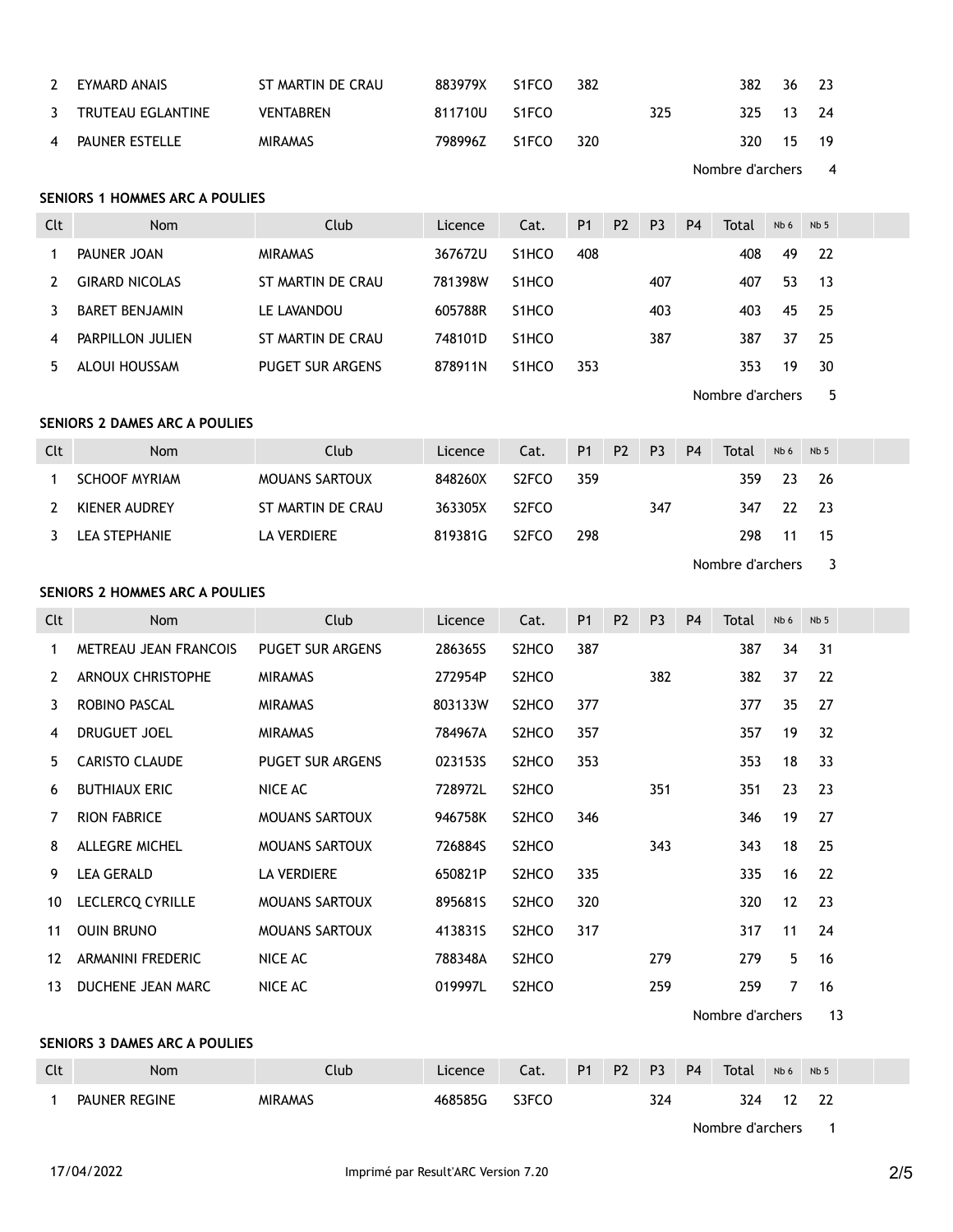| Clt | Nom | Club | Licence | Cat. | P1 | P2 | P3 | P4 | Total | Nb 6 | Nb 5 |
|---|---|---|---|---|---|---|---|---|---|---|---|
| 2 | EYMARD ANAIS | ST MARTIN DE CRAU | 883979X | S1FCO | 382 | | | | 382 | 36 | 23 |
| 3 | TRUTEAU EGLANTINE | VENTABREN | 811710U | S1FCO | | | 325 | | 325 | 13 | 24 |
| 4 | PAUNER ESTELLE | MIRAMAS | 798996Z | S1FCO | 320 | | | | 320 | 15 | 19 |

Nombre d'archers 4

**SENIORS 1 HOMMES ARC A POULIES**

| Clt | Nom | Club | Licence | Cat. | P1 | P2 | P3 | P4 | Total | Nb 6 | Nb 5 |
|---|---|---|---|---|---|---|---|---|---|---|---|
| 1 | PAUNER JOAN | MIRAMAS | 367672U | S1HCO | 408 | | | | 408 | 49 | 22 |
| 2 | GIRARD NICOLAS | ST MARTIN DE CRAU | 781398W | S1HCO | | | 407 | | 407 | 53 | 13 |
| 3 | BARET BENJAMIN | LE LAVANDOU | 605788R | S1HCO | | | 403 | | 403 | 45 | 25 |
| 4 | PARPILLON JULIEN | ST MARTIN DE CRAU | 748101D | S1HCO | | | 387 | | 387 | 37 | 25 |
| 5 | ALOUI HOUSSAM | PUGET SUR ARGENS | 878911N | S1HCO | 353 | | | | 353 | 19 | 30 |

Nombre d'archers 5

**SENIORS 2 DAMES ARC A POULIES**

| Clt | Nom | Club | Licence | Cat. | P1 | P2 | P3 | P4 | Total | Nb 6 | Nb 5 |
|---|---|---|---|---|---|---|---|---|---|---|---|
| 1 | SCHOOF MYRIAM | MOUANS SARTOUX | 848260X | S2FCO | 359 | | | | 359 | 23 | 26 |
| 2 | KIENER AUDREY | ST MARTIN DE CRAU | 363305X | S2FCO | | | 347 | | 347 | 22 | 23 |
| 3 | LEA STEPHANIE | LA VERDIERE | 819381G | S2FCO | 298 | | | | 298 | 11 | 15 |

Nombre d'archers 3

**SENIORS 2 HOMMES ARC A POULIES**

| Clt | Nom | Club | Licence | Cat. | P1 | P2 | P3 | P4 | Total | Nb 6 | Nb 5 |
|---|---|---|---|---|---|---|---|---|---|---|---|
| 1 | METREAU JEAN FRANCOIS | PUGET SUR ARGENS | 286365S | S2HCO | 387 | | | | 387 | 34 | 31 |
| 2 | ARNOUX CHRISTOPHE | MIRAMAS | 272954P | S2HCO | | | 382 | | 382 | 37 | 22 |
| 3 | ROBINO PASCAL | MIRAMAS | 803133W | S2HCO | 377 | | | | 377 | 35 | 27 |
| 4 | DRUGUET JOEL | MIRAMAS | 784967A | S2HCO | 357 | | | | 357 | 19 | 32 |
| 5 | CARISTO CLAUDE | PUGET SUR ARGENS | 023153S | S2HCO | 353 | | | | 353 | 18 | 33 |
| 6 | BUTHIAUX ERIC | NICE AC | 728972L | S2HCO | | | 351 | | 351 | 23 | 23 |
| 7 | RION FABRICE | MOUANS SARTOUX | 946758K | S2HCO | 346 | | | | 346 | 19 | 27 |
| 8 | ALLEGRE MICHEL | MOUANS SARTOUX | 726884S | S2HCO | | | 343 | | 343 | 18 | 25 |
| 9 | LEA GERALD | LA VERDIERE | 650821P | S2HCO | 335 | | | | 335 | 16 | 22 |
| 10 | LECLERCQ CYRILLE | MOUANS SARTOUX | 895681S | S2HCO | 320 | | | | 320 | 12 | 23 |
| 11 | OUIN BRUNO | MOUANS SARTOUX | 413831S | S2HCO | 317 | | | | 317 | 11 | 24 |
| 12 | ARMANINI FREDERIC | NICE AC | 788348A | S2HCO | | | 279 | | 279 | 5 | 16 |
| 13 | DUCHENE JEAN MARC | NICE AC | 019997L | S2HCO | | | 259 | | 259 | 7 | 16 |

Nombre d'archers 13

**SENIORS 3 DAMES ARC A POULIES**

| Clt | Nom | Club | Licence | Cat. | P1 | P2 | P3 | P4 | Total | Nb 6 | Nb 5 |
|---|---|---|---|---|---|---|---|---|---|---|---|
| 1 | PAUNER REGINE | MIRAMAS | 468585G | S3FCO | | | 324 | | 324 | 12 | 22 |

Nombre d'archers 1

17/04/2022 Imprimé par Result'ARC Version 7.20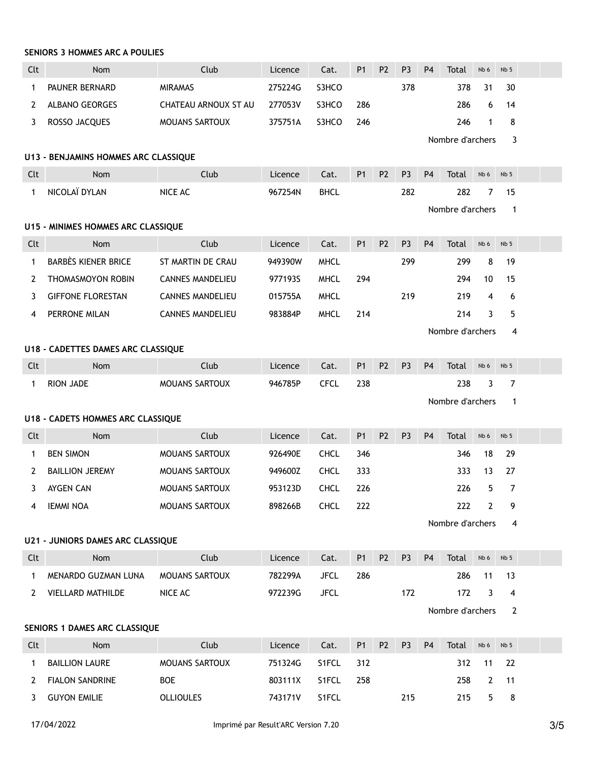#### SENIORS 3 HOMMES ARC A POULIES

| Clt | Nom | Club | Licence | Cat. | P1 | P2 | P3 | P4 | Total | Nb 6 | Nb 5 |
|---|---|---|---|---|---|---|---|---|---|---|---|
| 1 | PAUNER BERNARD | MIRAMAS | 275224G | S3HCO | | | 378 | | 378 | 31 | 30 |
| 2 | ALBANO GEORGES | CHATEAU ARNOUX ST AU | 277053V | S3HCO | 286 | | | | 286 | 6 | 14 |
| 3 | ROSSO JACQUES | MOUANS SARTOUX | 375751A | S3HCO | 246 | | | | 246 | 1 | 8 |

Nombre d'archers 3

#### U13 - BENJAMINS HOMMES ARC CLASSIQUE

| Clt | Nom | Club | Licence | Cat. | P1 | P2 | P3 | P4 | Total | Nb 6 | Nb 5 |
|---|---|---|---|---|---|---|---|---|---|---|---|
| 1 | NICOLAÏ DYLAN | NICE AC | 967254N | BHCL | | | 282 | | 282 | 7 | 15 |

Nombre d'archers 1

#### U15 - MINIMES HOMMES ARC CLASSIQUE

| Clt | Nom | Club | Licence | Cat. | P1 | P2 | P3 | P4 | Total | Nb 6 | Nb 5 |
|---|---|---|---|---|---|---|---|---|---|---|---|
| 1 | BARBÈS KIENER BRICE | ST MARTIN DE CRAU | 949390W | MHCL | | | 299 | | 299 | 8 | 19 |
| 2 | THOMASMOYON ROBIN | CANNES MANDELIEU | 977193S | MHCL | 294 | | | | 294 | 10 | 15 |
| 3 | GIFFONE FLORESTAN | CANNES MANDELIEU | 015755A | MHCL | | | 219 | | 219 | 4 | 6 |
| 4 | PERRONE MILAN | CANNES MANDELIEU | 983884P | MHCL | 214 | | | | 214 | 3 | 5 |

Nombre d'archers 4

#### U18 - CADETTES DAMES ARC CLASSIQUE

| Clt | Nom | Club | Licence | Cat. | P1 | P2 | P3 | P4 | Total | Nb 6 | Nb 5 |
|---|---|---|---|---|---|---|---|---|---|---|---|
| 1 | RION JADE | MOUANS SARTOUX | 946785P | CFCL | 238 | | | | 238 | 3 | 7 |

Nombre d'archers 1

#### U18 - CADETS HOMMES ARC CLASSIQUE

| Clt | Nom | Club | Licence | Cat. | P1 | P2 | P3 | P4 | Total | Nb 6 | Nb 5 |
|---|---|---|---|---|---|---|---|---|---|---|---|
| 1 | BEN SIMON | MOUANS SARTOUX | 926490E | CHCL | 346 | | | | 346 | 18 | 29 |
| 2 | BAILLION JEREMY | MOUANS SARTOUX | 949600Z | CHCL | 333 | | | | 333 | 13 | 27 |
| 3 | AYGEN CAN | MOUANS SARTOUX | 953123D | CHCL | 226 | | | | 226 | 5 | 7 |
| 4 | IEMMI NOA | MOUANS SARTOUX | 898266B | CHCL | 222 | | | | 222 | 2 | 9 |

Nombre d'archers 4

#### U21 - JUNIORS DAMES ARC CLASSIQUE

| Clt | Nom | Club | Licence | Cat. | P1 | P2 | P3 | P4 | Total | Nb 6 | Nb 5 |
|---|---|---|---|---|---|---|---|---|---|---|---|
| 1 | MENARDO GUZMAN LUNA | MOUANS SARTOUX | 782299A | JFCL | 286 | | | | 286 | 11 | 13 |
| 2 | VIELLARD MATHILDE | NICE AC | 972239G | JFCL | | | 172 | | 172 | 3 | 4 |

Nombre d'archers 2

#### SENIORS 1 DAMES ARC CLASSIQUE

| Clt | Nom | Club | Licence | Cat. | P1 | P2 | P3 | P4 | Total | Nb 6 | Nb 5 |
|---|---|---|---|---|---|---|---|---|---|---|---|
| 1 | BAILLION LAURE | MOUANS SARTOUX | 751324G | S1FCL | 312 | | | | 312 | 11 | 22 |
| 2 | FIALON SANDRINE | BOE | 803111X | S1FCL | 258 | | | | 258 | 2 | 11 |
| 3 | GUYON EMILIE | OLLIOULES | 743171V | S1FCL | | | 215 | | 215 | 5 | 8 |

17/04/2022 Imprimé par Result'ARC Version 7.20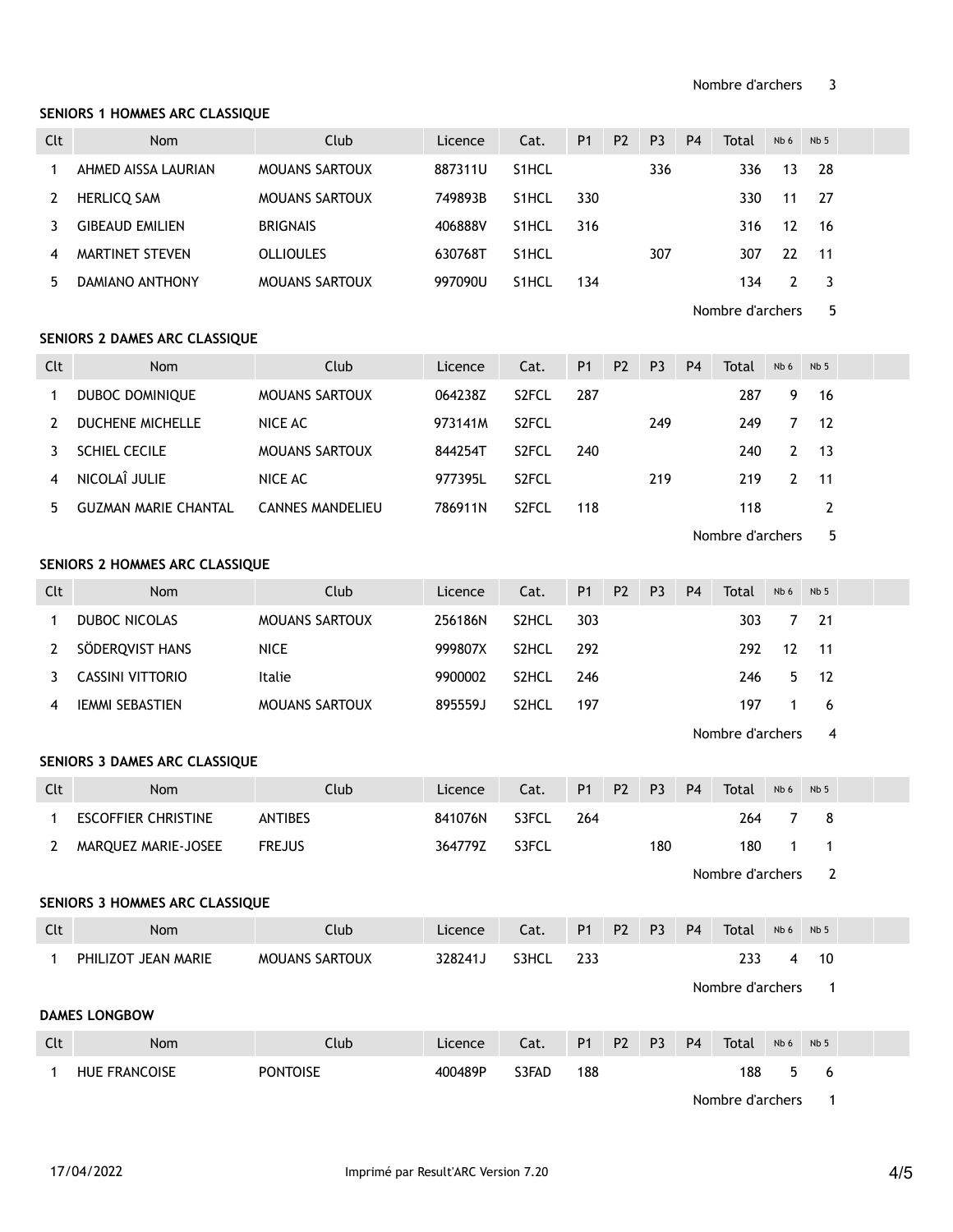Nombre d'archers 3

**SENIORS 1 HOMMES ARC CLASSIQUE**

| Clt | Nom | Club | Licence | Cat. | P1 | P2 | P3 | P4 | Total | Nb 6 | Nb 5 | | |
|---|---|---|---|---|---|---|---|---|---|---|---|---|---|
| 1 | AHMED AISSA LAURIAN | MOUANS SARTOUX | 887311U | S1HCL | | | 336 | | 336 | 13 | 28 | | |
| 2 | HERLICQ SAM | MOUANS SARTOUX | 749893B | S1HCL | 330 | | | | 330 | 11 | 27 | | |
| 3 | GIBEAUD EMILIEN | BRIGNAIS | 406888V | S1HCL | 316 | | | | 316 | 12 | 16 | | |
| 4 | MARTINET STEVEN | OLLIOULES | 630768T | S1HCL | | | 307 | | 307 | 22 | 11 | | |
| 5 | DAMIANO ANTHONY | MOUANS SARTOUX | 997090U | S1HCL | 134 | | | | 134 | 2 | 3 | | |

Nombre d'archers 5

**SENIORS 2 DAMES ARC CLASSIQUE**

| Clt | Nom | Club | Licence | Cat. | P1 | P2 | P3 | P4 | Total | Nb 6 | Nb 5 | | |
|---|---|---|---|---|---|---|---|---|---|---|---|---|---|
| 1 | DUBOC DOMINIQUE | MOUANS SARTOUX | 064238Z | S2FCL | 287 | | | | 287 | 9 | 16 | | |
| 2 | DUCHENE MICHELLE | NICE AC | 973141M | S2FCL | | | 249 | | 249 | 7 | 12 | | |
| 3 | SCHIEL CECILE | MOUANS SARTOUX | 844254T | S2FCL | 240 | | | | 240 | 2 | 13 | | |
| 4 | NICOLAÎ JULIE | NICE AC | 977395L | S2FCL | | | 219 | | 219 | 2 | 11 | | |
| 5 | GUZMAN MARIE CHANTAL | CANNES MANDELIEU | 786911N | S2FCL | 118 | | | | 118 | | 2 | | |

Nombre d'archers 5

**SENIORS 2 HOMMES ARC CLASSIQUE**

| Clt | Nom | Club | Licence | Cat. | P1 | P2 | P3 | P4 | Total | Nb 6 | Nb 5 | | |
|---|---|---|---|---|---|---|---|---|---|---|---|---|---|
| 1 | DUBOC NICOLAS | MOUANS SARTOUX | 256186N | S2HCL | 303 | | | | 303 | 7 | 21 | | |
| 2 | SÖDERQVIST HANS | NICE | 999807X | S2HCL | 292 | | | | 292 | 12 | 11 | | |
| 3 | CASSINI VITTORIO | Italie | 9900002 | S2HCL | 246 | | | | 246 | 5 | 12 | | |
| 4 | IEMMI SEBASTIEN | MOUANS SARTOUX | 895559J | S2HCL | 197 | | | | 197 | 1 | 6 | | |

Nombre d'archers 4

**SENIORS 3 DAMES ARC CLASSIQUE**

| Clt | Nom | Club | Licence | Cat. | P1 | P2 | P3 | P4 | Total | Nb 6 | Nb 5 | | |
|---|---|---|---|---|---|---|---|---|---|---|---|---|---|
| 1 | ESCOFFIER CHRISTINE | ANTIBES | 841076N | S3FCL | 264 | | | | 264 | 7 | 8 | | |
| 2 | MARQUEZ MARIE-JOSEE | FREJUS | 364779Z | S3FCL | | | 180 | | 180 | 1 | 1 | | |

Nombre d'archers 2

**SENIORS 3 HOMMES ARC CLASSIQUE**

| Clt | Nom | Club | Licence | Cat. | P1 | P2 | P3 | P4 | Total | Nb 6 | Nb 5 | | |
|---|---|---|---|---|---|---|---|---|---|---|---|---|---|
| 1 | PHILIZOT JEAN MARIE | MOUANS SARTOUX | 328241J | S3HCL | 233 | | | | 233 | 4 | 10 | | |

Nombre d'archers 1

**DAMES LONGBOW**

| Clt | Nom | Club | Licence | Cat. | P1 | P2 | P3 | P4 | Total | Nb 6 | Nb 5 | | |
|---|---|---|---|---|---|---|---|---|---|---|---|---|---|
| 1 | HUE FRANCOISE | PONTOISE | 400489P | S3FAD | 188 | | | | 188 | 5 | 6 | | |

Nombre d'archers 1

17/04/2022 Imprimé par Result'ARC Version 7.20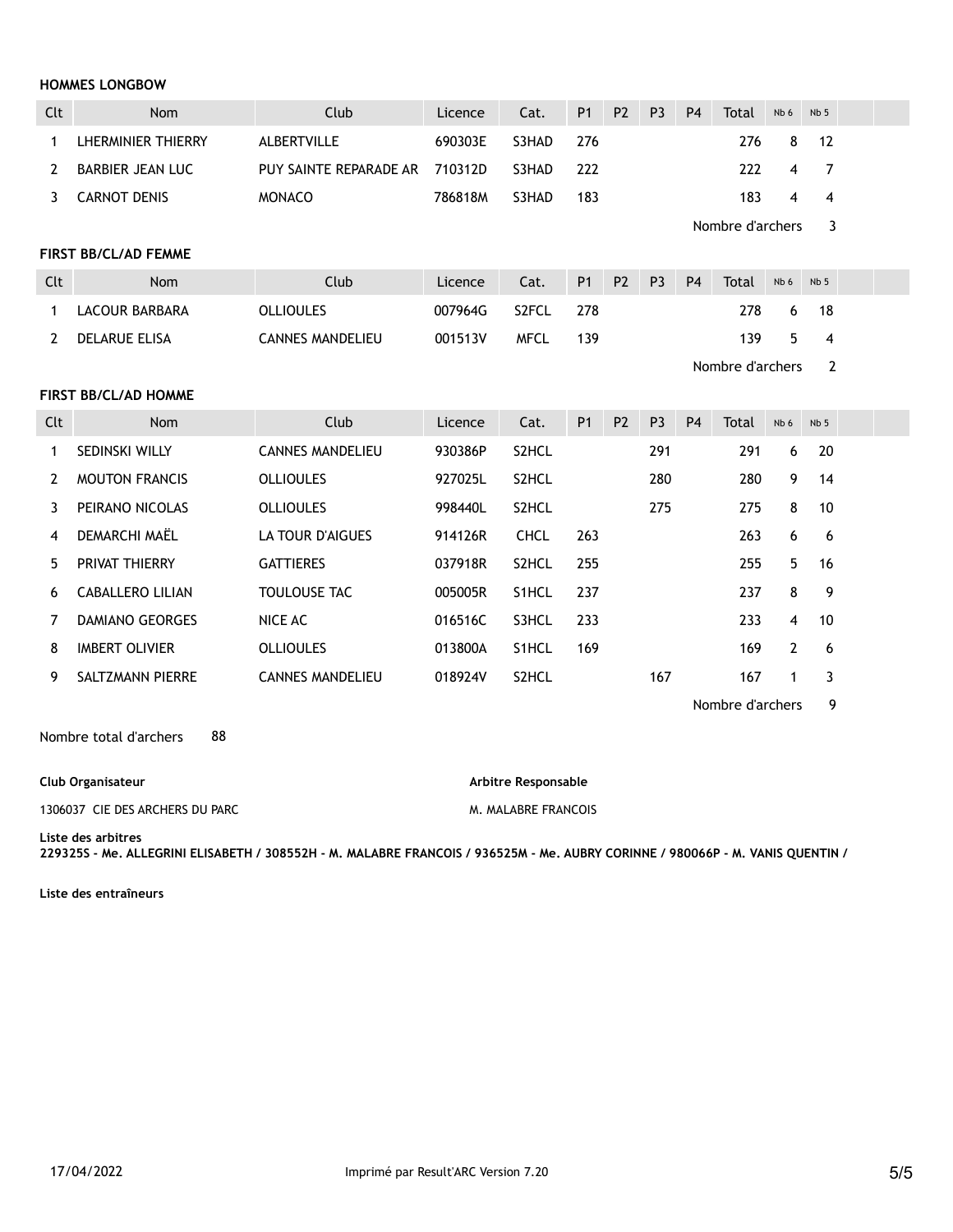**HOMMES LONGBOW**

| Clt | Nom | Club | Licence | Cat. | P1 | P2 | P3 | P4 | Total | Nb 6 | Nb 5 |
|---|---|---|---|---|---|---|---|---|---|---|---|
| 1 | LHERMINIER THIERRY | ALBERTVILLE | 690303E | S3HAD | 276 | | | | 276 | 8 | 12 |
| 2 | BARBIER JEAN LUC | PUY SAINTE REPARADE AR | 710312D | S3HAD | 222 | | | | 222 | 4 | 7 |
| 3 | CARNOT DENIS | MONACO | 786818M | S3HAD | 183 | | | | 183 | 4 | 4 |

Nombre d'archers 3

**FIRST BB/CL/AD FEMME**

| Clt | Nom | Club | Licence | Cat. | P1 | P2 | P3 | P4 | Total | Nb 6 | Nb 5 |
|---|---|---|---|---|---|---|---|---|---|---|---|
| 1 | LACOUR BARBARA | OLLIOULES | 007964G | S2FCL | 278 | | | | 278 | 6 | 18 |
| 2 | DELARUE ELISA | CANNES MANDELIEU | 001513V | MFCL | 139 | | | | 139 | 5 | 4 |

Nombre d'archers 2

**FIRST BB/CL/AD HOMME**

| Clt | Nom | Club | Licence | Cat. | P1 | P2 | P3 | P4 | Total | Nb 6 | Nb 5 |
|---|---|---|---|---|---|---|---|---|---|---|---|
| 1 | SEDINSKI WILLY | CANNES MANDELIEU | 930386P | S2HCL | | | 291 | | 291 | 6 | 20 |
| 2 | MOUTON FRANCIS | OLLIOULES | 927025L | S2HCL | | | 280 | | 280 | 9 | 14 |
| 3 | PEIRANO NICOLAS | OLLIOULES | 998440L | S2HCL | | | 275 | | 275 | 8 | 10 |
| 4 | DEMARCHI MAËL | LA TOUR D'AIGUES | 914126R | CHCL | 263 | | | | 263 | 6 | 6 |
| 5 | PRIVAT THIERRY | GATTIERES | 037918R | S2HCL | 255 | | | | 255 | 5 | 16 |
| 6 | CABALLERO LILIAN | TOULOUSE TAC | 005005R | S1HCL | 237 | | | | 237 | 8 | 9 |
| 7 | DAMIANO GEORGES | NICE AC | 016516C | S3HCL | 233 | | | | 233 | 4 | 10 |
| 8 | IMBERT OLIVIER | OLLIOULES | 013800A | S1HCL | 169 | | | | 169 | 2 | 6 |
| 9 | SALTZMANN PIERRE | CANNES MANDELIEU | 018924V | S2HCL | | | 167 | | 167 | 1 | 3 |

Nombre d'archers 9

Nombre total d'archers 88

**Club Organisateur**

1306037 CIE DES ARCHERS DU PARC

**Arbitre Responsable**

M. MALABRE FRANCOIS

**Liste des arbitres**

**229325S - Me. ALLEGRINI ELISABETH / 308552H - M. MALABRE FRANCOIS / 936525M - Me. AUBRY CORINNE / 980066P - M. VANIS QUENTIN /**

**Liste des entraîneurs**

17/04/2022 Imprimé par Result'ARC Version 7.20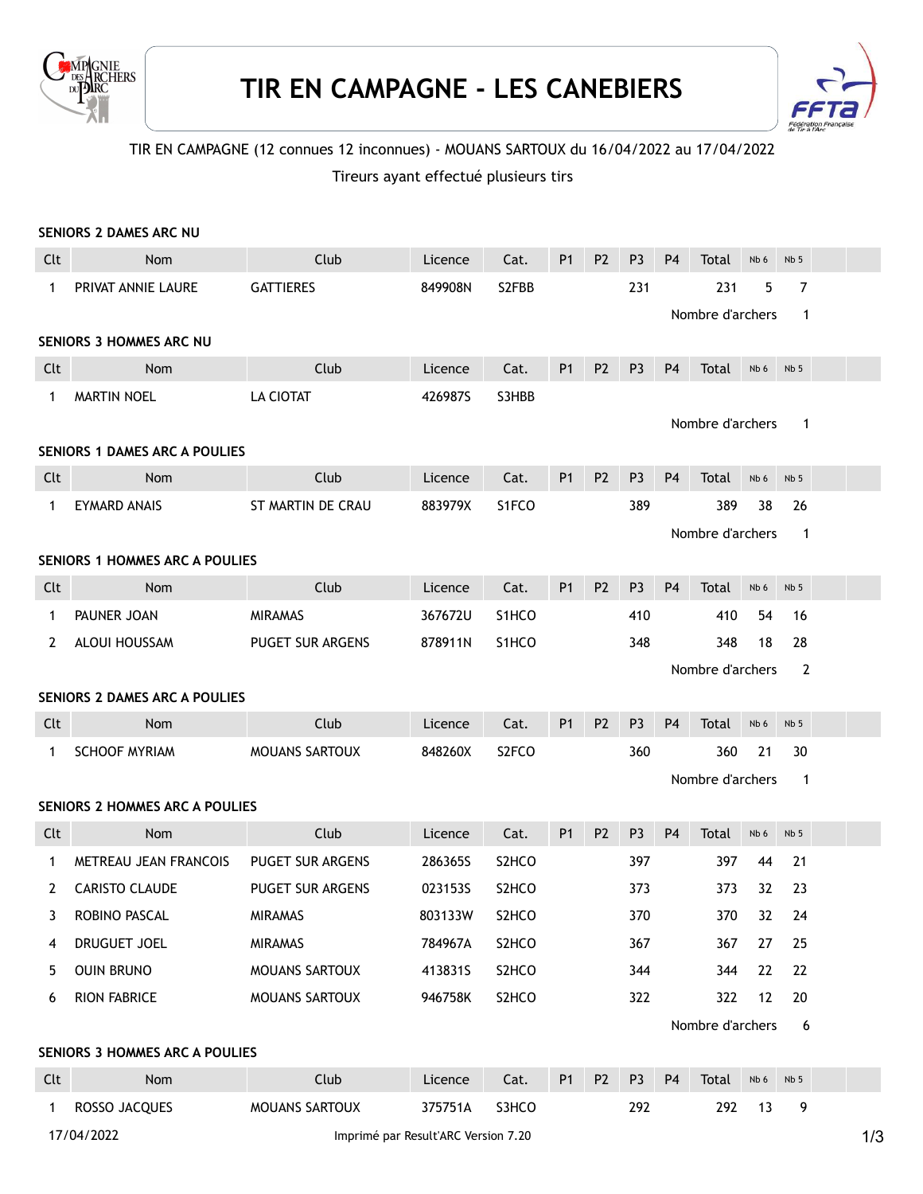# TIR EN CAMPAGNE - LES CANEBIERS

TIR EN CAMPAGNE (12 connues 12 inconnues) - MOUANS SARTOUX du 16/04/2022 au 17/04/2022

Tireurs ayant effectué plusieurs tirs

### SENIORS 2 DAMES ARC NU

| Clt | Nom | Club | Licence | Cat. | P1 | P2 | P3 | P4 | Total | Nb 6 | Nb 5 |
|---|---|---|---|---|---|---|---|---|---|---|---|
| 1 | PRIVAT ANNIE LAURE | GATTIERES | 849908N | S2FBB | | | 231 | | 231 | 5 | 7 |

Nombre d'archers 1

### SENIORS 3 HOMMES ARC NU

| Clt | Nom | Club | Licence | Cat. | P1 | P2 | P3 | P4 | Total | Nb 6 | Nb 5 |
|---|---|---|---|---|---|---|---|---|---|---|---|
| 1 | MARTIN NOEL | LA CIOTAT | 426987S | S3HBB | | | | | | | |

Nombre d'archers 1

### SENIORS 1 DAMES ARC A POULIES

| Clt | Nom | Club | Licence | Cat. | P1 | P2 | P3 | P4 | Total | Nb 6 | Nb 5 |
|---|---|---|---|---|---|---|---|---|---|---|---|
| 1 | EYMARD ANAIS | ST MARTIN DE CRAU | 883979X | S1FCO | | | 389 | | 389 | 38 | 26 |

Nombre d'archers 1

### SENIORS 1 HOMMES ARC A POULIES

| Clt | Nom | Club | Licence | Cat. | P1 | P2 | P3 | P4 | Total | Nb 6 | Nb 5 |
|---|---|---|---|---|---|---|---|---|---|---|---|
| 1 | PAUNER JOAN | MIRAMAS | 367672U | S1HCO | | | 410 | | 410 | 54 | 16 |
| 2 | ALOUI HOUSSAM | PUGET SUR ARGENS | 878911N | S1HCO | | | 348 | | 348 | 18 | 28 |

Nombre d'archers 2

### SENIORS 2 DAMES ARC A POULIES

| Clt | Nom | Club | Licence | Cat. | P1 | P2 | P3 | P4 | Total | Nb 6 | Nb 5 |
|---|---|---|---|---|---|---|---|---|---|---|---|
| 1 | SCHOOF MYRIAM | MOUANS SARTOUX | 848260X | S2FCO | | | 360 | | 360 | 21 | 30 |

Nombre d'archers 1

### SENIORS 2 HOMMES ARC A POULIES

| Clt | Nom | Club | Licence | Cat. | P1 | P2 | P3 | P4 | Total | Nb 6 | Nb 5 |
|---|---|---|---|---|---|---|---|---|---|---|---|
| 1 | METREAU JEAN FRANCOIS | PUGET SUR ARGENS | 286365S | S2HCO | | | 397 | | 397 | 44 | 21 |
| 2 | CARISTO CLAUDE | PUGET SUR ARGENS | 023153S | S2HCO | | | 373 | | 373 | 32 | 23 |
| 3 | ROBINO PASCAL | MIRAMAS | 803133W | S2HCO | | | 370 | | 370 | 32 | 24 |
| 4 | DRUGUET JOEL | MIRAMAS | 784967A | S2HCO | | | 367 | | 367 | 27 | 25 |
| 5 | OUIN BRUNO | MOUANS SARTOUX | 413831S | S2HCO | | | 344 | | 344 | 22 | 22 |
| 6 | RION FABRICE | MOUANS SARTOUX | 946758K | S2HCO | | | 322 | | 322 | 12 | 20 |

Nombre d'archers 6

### SENIORS 3 HOMMES ARC A POULIES

| Clt | Nom | Club | Licence | Cat. | P1 | P2 | P3 | P4 | Total | Nb 6 | Nb 5 |
|---|---|---|---|---|---|---|---|---|---|---|---|
| 1 | ROSSO JACQUES | MOUANS SARTOUX | 375751A | S3HCO | | | 292 | | 292 | 13 | 9 |

17/04/2022 Imprimé par Result'ARC Version 7.20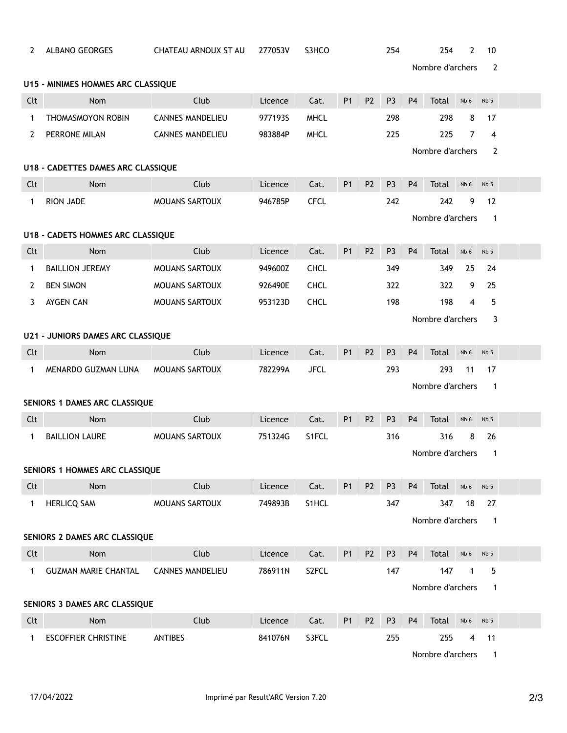| 2 | ALBANO GEORGES | CHATEAU ARNOUX ST AU | 277053V | S3HCO | | | 254 | | 254 | 2 | 10 |
|---|---|---|---|---|---|---|---|---|---|---|---|

Nombre d'archers 2

### U15 - MINIMES HOMMES ARC CLASSIQUE

| Clt | Nom | Club | Licence | Cat. | P1 | P2 | P3 | P4 | Total | Nb 6 | Nb 5 |
|---|---|---|---|---|---|---|---|---|---|---|---|
| 1 | THOMASMOYON ROBIN | CANNES MANDELIEU | 977193S | MHCL | | | 298 | | 298 | 8 | 17 |
| 2 | PERRONE MILAN | CANNES MANDELIEU | 983884P | MHCL | | | 225 | | 225 | 7 | 4 |

Nombre d'archers 2

### U18 - CADETTES DAMES ARC CLASSIQUE

| Clt | Nom | Club | Licence | Cat. | P1 | P2 | P3 | P4 | Total | Nb 6 | Nb 5 |
|---|---|---|---|---|---|---|---|---|---|---|---|
| 1 | RION JADE | MOUANS SARTOUX | 946785P | CFCL | | | 242 | | 242 | 9 | 12 |

Nombre d'archers 1

### U18 - CADETS HOMMES ARC CLASSIQUE

| Clt | Nom | Club | Licence | Cat. | P1 | P2 | P3 | P4 | Total | Nb 6 | Nb 5 |
|---|---|---|---|---|---|---|---|---|---|---|---|
| 1 | BAILLION JEREMY | MOUANS SARTOUX | 949600Z | CHCL | | | 349 | | 349 | 25 | 24 |
| 2 | BEN SIMON | MOUANS SARTOUX | 926490E | CHCL | | | 322 | | 322 | 9 | 25 |
| 3 | AYGEN CAN | MOUANS SARTOUX | 953123D | CHCL | | | 198 | | 198 | 4 | 5 |

Nombre d'archers 3

### U21 - JUNIORS DAMES ARC CLASSIQUE

| Clt | Nom | Club | Licence | Cat. | P1 | P2 | P3 | P4 | Total | Nb 6 | Nb 5 |
|---|---|---|---|---|---|---|---|---|---|---|---|
| 1 | MENARDO GUZMAN LUNA | MOUANS SARTOUX | 782299A | JFCL | | | 293 | | 293 | 11 | 17 |

Nombre d'archers 1

### SENIORS 1 DAMES ARC CLASSIQUE

| Clt | Nom | Club | Licence | Cat. | P1 | P2 | P3 | P4 | Total | Nb 6 | Nb 5 |
|---|---|---|---|---|---|---|---|---|---|---|---|
| 1 | BAILLION LAURE | MOUANS SARTOUX | 751324G | S1FCL | | | 316 | | 316 | 8 | 26 |

Nombre d'archers 1

### SENIORS 1 HOMMES ARC CLASSIQUE

| Clt | Nom | Club | Licence | Cat. | P1 | P2 | P3 | P4 | Total | Nb 6 | Nb 5 |
|---|---|---|---|---|---|---|---|---|---|---|---|
| 1 | HERLICQ SAM | MOUANS SARTOUX | 749893B | S1HCL | | | 347 | | 347 | 18 | 27 |

Nombre d'archers 1

### SENIORS 2 DAMES ARC CLASSIQUE

| Clt | Nom | Club | Licence | Cat. | P1 | P2 | P3 | P4 | Total | Nb 6 | Nb 5 |
|---|---|---|---|---|---|---|---|---|---|---|---|
| 1 | GUZMAN MARIE CHANTAL | CANNES MANDELIEU | 786911N | S2FCL | | | 147 | | 147 | 1 | 5 |

Nombre d'archers 1

### SENIORS 3 DAMES ARC CLASSIQUE

| Clt | Nom | Club | Licence | Cat. | P1 | P2 | P3 | P4 | Total | Nb 6 | Nb 5 |
|---|---|---|---|---|---|---|---|---|---|---|---|
| 1 | ESCOFFIER CHRISTINE | ANTIBES | 841076N | S3FCL | | | 255 | | 255 | 4 | 11 |

Nombre d'archers 1

17/04/2022 Imprimé par Result'ARC Version 7.20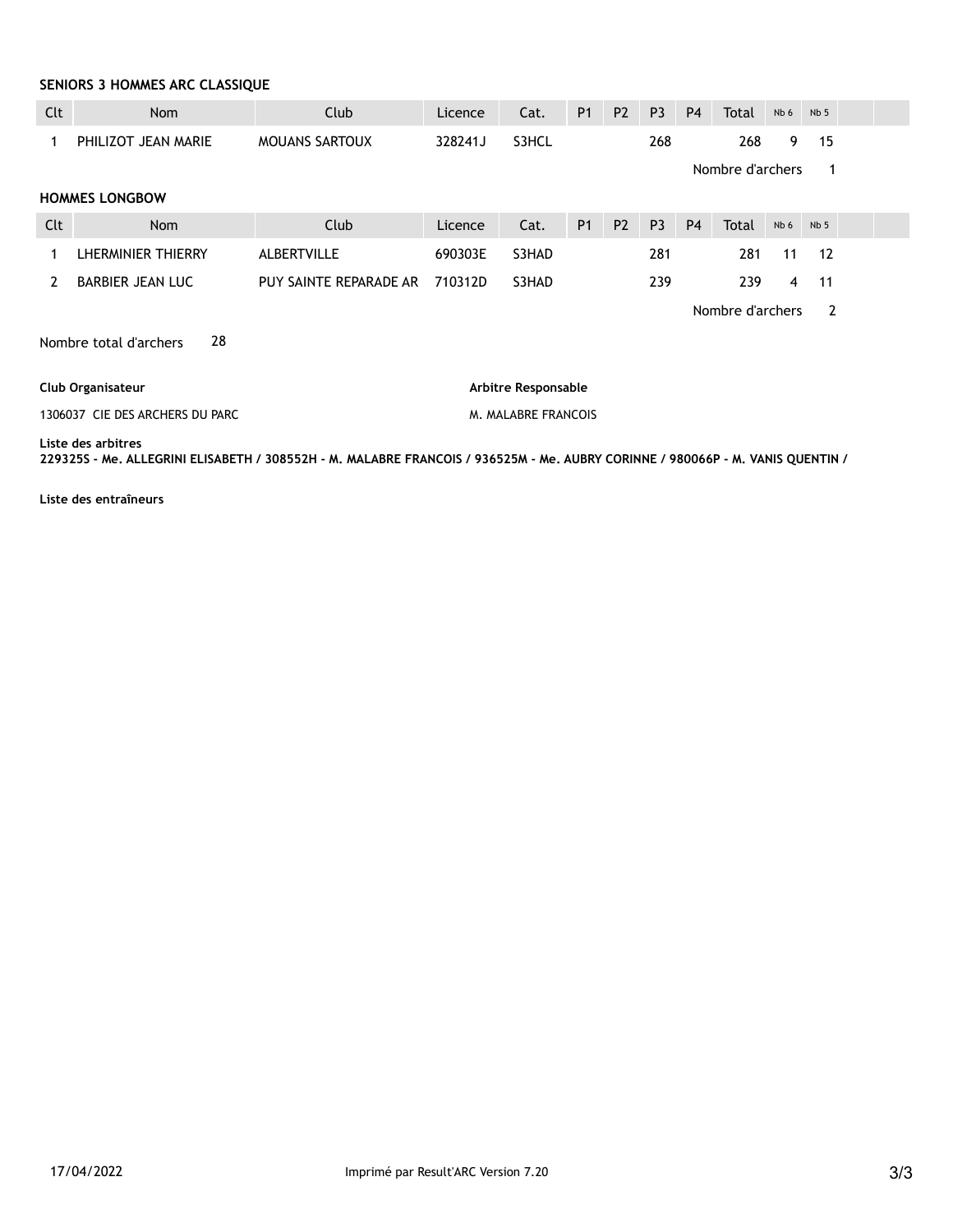**SENIORS 3 HOMMES ARC CLASSIQUE**

| Clt | Nom | Club | Licence | Cat. | P1 | P2 | P3 | P4 | Total | Nb 6 | Nb 5 | | |
|---|---|---|---|---|---|---|---|---|---|---|---|---|---|
| 1 | PHILIZOT JEAN MARIE | MOUANS SARTOUX | 328241J | S3HCL | | | 268 | | 268 | 9 | 15 | | |

Nombre d'archers 1

**HOMMES LONGBOW**

| Clt | Nom | Club | Licence | Cat. | P1 | P2 | P3 | P4 | Total | Nb 6 | Nb 5 | | |
|---|---|---|---|---|---|---|---|---|---|---|---|---|---|
| 1 | LHERMINIER THIERRY | ALBERTVILLE | 690303E | S3HAD | | | 281 | | 281 | 11 | 12 | | |
| 2 | BARBIER JEAN LUC | PUY SAINTE REPARADE AR | 710312D | S3HAD | | | 239 | | 239 | 4 | 11 | | |

Nombre d'archers 2

Nombre total d'archers 28

**Club Organisateur**

1306037 CIE DES ARCHERS DU PARC

**Arbitre Responsable**

M. MALABRE FRANCOIS

**Liste des arbitres**

**229325S - Me. ALLEGRINI ELISABETH / 308552H - M. MALABRE FRANCOIS / 936525M - Me. AUBRY CORINNE / 980066P - M. VANIS QUENTIN /**

**Liste des entraîneurs**

17/04/2022 Imprimé par Result'ARC Version 7.20